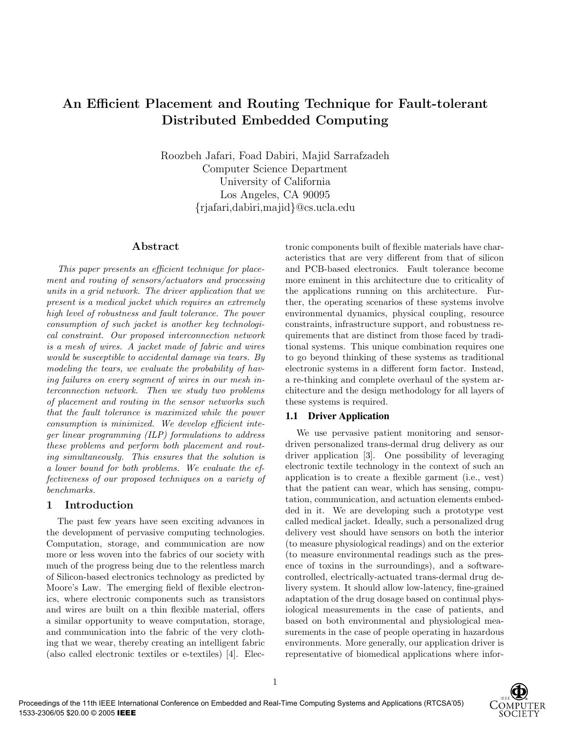# An Efficient Placement and Routing Technique for Fault-tolerant Distributed Embedded Computing

Roozbeh Jafari, Foad Dabiri, Majid Sarrafzadeh
Computer Science Department
University of California
Los Angeles, CA 90095
{rjafari,dabiri,majid}@cs.ucla.edu

## Abstract

*This paper presents an efficient technique for placement and routing of sensors/actuators and processing units in a grid network. The driver application that we present is a medical jacket which requires an extremely high level of robustness and fault tolerance. The power consumption of such jacket is another key technological constraint. Our proposed interconnection network is a mesh of wires. A jacket made of fabric and wires would be susceptible to accidental damage via tears. By modeling the tears, we evaluate the probability of having failures on every segment of wires in our mesh interconnection network. Then we study two problems of placement and routing in the sensor networks such that the fault tolerance is maximized while the power consumption is minimized. We develop efficient integer linear programming (ILP) formulations to address these problems and perform both placement and routing simultaneously. This ensures that the solution is a lower bound for both problems. We evaluate the effectiveness of our proposed techniques on a variety of benchmarks.*

## 1 Introduction

The past few years have seen exciting advances in the development of pervasive computing technologies. Computation, storage, and communication are now more or less woven into the fabrics of our society with much of the progress being due to the relentless march of Silicon-based electronics technology as predicted by Moore's Law. The emerging field of flexible electronics, where electronic components such as transistors and wires are built on a thin flexible material, offers a similar opportunity to weave computation, storage, and communication into the fabric of the very clothing that we wear, thereby creating an intelligent fabric (also called electronic textiles or e-textiles) [4]. Electronic components built of flexible materials have characteristics that are very different from that of silicon and PCB-based electronics. Fault tolerance become more eminent in this architecture due to criticality of the applications running on this architecture. Further, the operating scenarios of these systems involve environmental dynamics, physical coupling, resource constraints, infrastructure support, and robustness requirements that are distinct from those faced by traditional systems. This unique combination requires one to go beyond thinking of these systems as traditional electronic systems in a different form factor. Instead, a re-thinking and complete overhaul of the system architecture and the design methodology for all layers of these systems is required.

### 1.1 Driver Application

We use pervasive patient monitoring and sensor-driven personalized trans-dermal drug delivery as our driver application [3]. One possibility of leveraging electronic textile technology in the context of such an application is to create a flexible garment (i.e., vest) that the patient can wear, which has sensing, computation, communication, and actuation elements embedded in it. We are developing such a prototype vest called medical jacket. Ideally, such a personalized drug delivery vest should have sensors on both the interior (to measure physiological readings) and on the exterior (to measure environmental readings such as the presence of toxins in the surroundings), and a software-controlled, electrically-actuated trans-dermal drug delivery system. It should allow low-latency, fine-grained adaptation of the drug dosage based on continual physiological measurements in the case of patients, and based on both environmental and physiological measurements in the case of people operating in hazardous environments. More generally, our application driver is representative of biomedical applications where infor-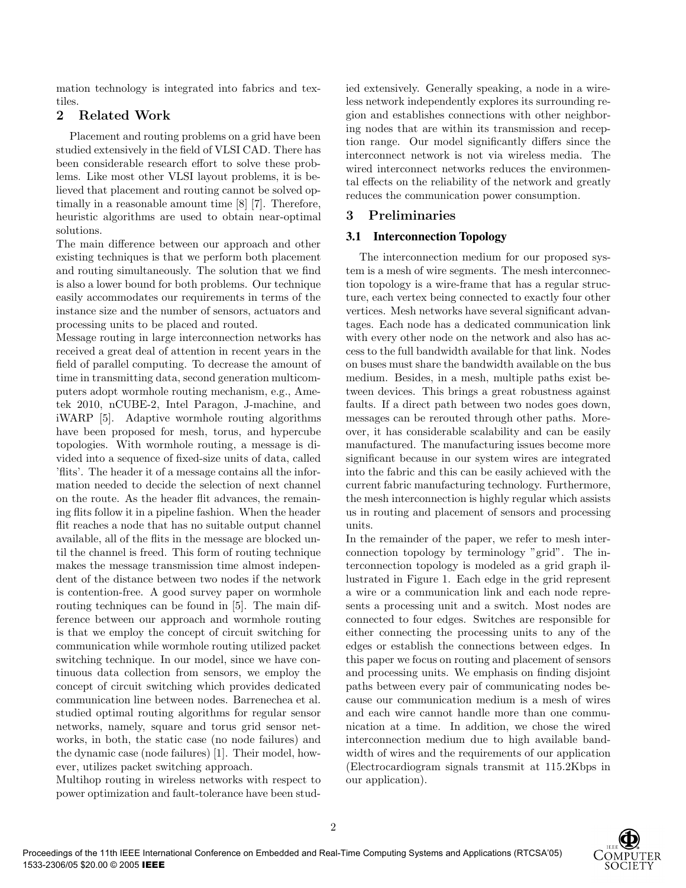mation technology is integrated into fabrics and textiles.

## 2 Related Work

Placement and routing problems on a grid have been studied extensively in the field of VLSI CAD. There has been considerable research effort to solve these problems. Like most other VLSI layout problems, it is believed that placement and routing cannot be solved optimally in a reasonable amount time [8] [7]. Therefore, heuristic algorithms are used to obtain near-optimal solutions.

The main difference between our approach and other existing techniques is that we perform both placement and routing simultaneously. The solution that we find is also a lower bound for both problems. Our technique easily accommodates our requirements in terms of the instance size and the number of sensors, actuators and processing units to be placed and routed.

Message routing in large interconnection networks has received a great deal of attention in recent years in the field of parallel computing. To decrease the amount of time in transmitting data, second generation multicomputers adopt wormhole routing mechanism, e.g., Ametek 2010, nCUBE-2, Intel Paragon, J-machine, and iWARP [5]. Adaptive wormhole routing algorithms have been proposed for mesh, torus, and hypercube topologies. With wormhole routing, a message is divided into a sequence of fixed-size units of data, called 'flits'. The header it of a message contains all the information needed to decide the selection of next channel on the route. As the header flit advances, the remaining flits follow it in a pipeline fashion. When the header flit reaches a node that has no suitable output channel available, all of the flits in the message are blocked until the channel is freed. This form of routing technique makes the message transmission time almost independent of the distance between two nodes if the network is contention-free. A good survey paper on wormhole routing techniques can be found in [5]. The main difference between our approach and wormhole routing is that we employ the concept of circuit switching for communication while wormhole routing utilized packet switching technique. In our model, since we have continuous data collection from sensors, we employ the concept of circuit switching which provides dedicated communication line between nodes. Barrenechea et al. studied optimal routing algorithms for regular sensor networks, namely, square and torus grid sensor networks, in both, the static case (no node failures) and the dynamic case (node failures) [1]. Their model, however, utilizes packet switching approach.

Multihop routing in wireless networks with respect to power optimization and fault-tolerance have been studied extensively. Generally speaking, a node in a wireless network independently explores its surrounding region and establishes connections with other neighboring nodes that are within its transmission and reception range. Our model significantly differs since the interconnect network is not via wireless media. The wired interconnect networks reduces the environmental effects on the reliability of the network and greatly reduces the communication power consumption.

## 3 Preliminaries

### 3.1 Interconnection Topology

The interconnection medium for our proposed system is a mesh of wire segments. The mesh interconnection topology is a wire-frame that has a regular structure, each vertex being connected to exactly four other vertices. Mesh networks have several significant advantages. Each node has a dedicated communication link with every other node on the network and also has access to the full bandwidth available for that link. Nodes on buses must share the bandwidth available on the bus medium. Besides, in a mesh, multiple paths exist between devices. This brings a great robustness against faults. If a direct path between two nodes goes down, messages can be rerouted through other paths. Moreover, it has considerable scalability and can be easily manufactured. The manufacturing issues become more significant because in our system wires are integrated into the fabric and this can be easily achieved with the current fabric manufacturing technology. Furthermore, the mesh interconnection is highly regular which assists us in routing and placement of sensors and processing units.

In the remainder of the paper, we refer to mesh interconnection topology by terminology "grid". The interconnection topology is modeled as a grid graph illustrated in Figure 1. Each edge in the grid represent a wire or a communication link and each node represents a processing unit and a switch. Most nodes are connected to four edges. Switches are responsible for either connecting the processing units to any of the edges or establish the connections between edges. In this paper we focus on routing and placement of sensors and processing units. We emphasis on finding disjoint paths between every pair of communicating nodes because our communication medium is a mesh of wires and each wire cannot handle more than one communication at a time. In addition, we chose the wired interconnection medium due to high available bandwidth of wires and the requirements of our application (Electrocardiogram signals transmit at 115.2Kbps in our application).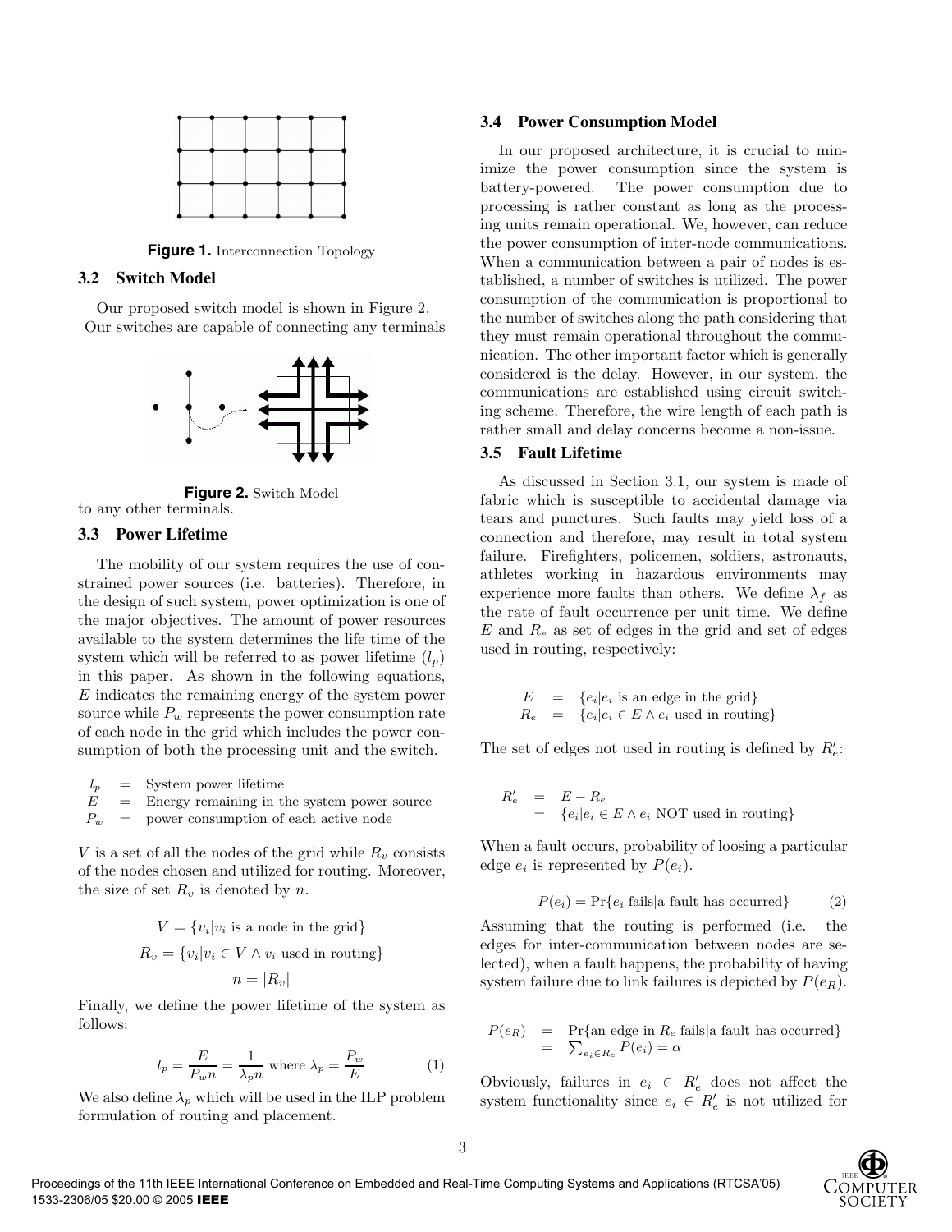Figure 1. Interconnection Topology

### 3.2 Switch Model

Our proposed switch model is shown in Figure 2. Our switches are capable of connecting any terminals to any other terminals.

Figure 2. Switch Model

### 3.3 Power Lifetime

The mobility of our system requires the use of constrained power sources (i.e. batteries). Therefore, in the design of such system, power optimization is one of the major objectives. The amount of power resources available to the system determines the life time of the system which will be referred to as power lifetime ($l_p$) in this paper. As shown in the following equations, $E$ indicates the remaining energy of the system power source while $P_w$ represents the power consumption rate of each node in the grid which includes the power consumption of both the processing unit and the switch.

$$
\begin{aligned}
l_p &= \text{System power lifetime} \\
E &= \text{Energy remaining in the system power source} \\
P_w &= \text{power consumption of each active node}
\end{aligned}
$$

$V$ is a set of all the nodes of the grid while $R_v$ consists of the nodes chosen and utilized for routing. Moreover, the size of set $R_v$ is denoted by $n$.

$$V = \{v_i | v_i \text{ is a node in the grid}\}$$

$$R_v = \{v_i | v_i \in V \wedge v_i \text{ used in routing}\}$$

$$n = |R_v|$$

Finally, we define the power lifetime of the system as follows:

$$l_p = \frac{E}{P_w n} = \frac{1}{\lambda_p n} \text{ where } \lambda_p = \frac{P_w}{E} \quad (1)$$

We also define $\lambda_p$ which will be used in the ILP problem formulation of routing and placement.

### 3.4 Power Consumption Model

In our proposed architecture, it is crucial to minimize the power consumption since the system is battery-powered. The power consumption due to processing is rather constant as long as the processing units remain operational. We, however, can reduce the power consumption of inter-node communications. When a communication between a pair of nodes is established, a number of switches is utilized. The power consumption of the communication is proportional to the number of switches along the path considering that they must remain operational throughout the communication. The other important factor which is generally considered is the delay. However, in our system, the communications are established using circuit switching scheme. Therefore, the wire length of each path is rather small and delay concerns become a non-issue.

### 3.5 Fault Lifetime

As discussed in Section 3.1, our system is made of fabric which is susceptible to accidental damage via tears and punctures. Such faults may yield loss of a connection and therefore, may result in total system failure. Firefighters, policemen, soldiers, astronauts, athletes working in hazardous environments may experience more faults than others. We define $\lambda_f$ as the rate of fault occurrence per unit time. We define $E$ and $R_e$ as set of edges in the grid and set of edges used in routing, respectively:

$$
\begin{aligned}
E &= \{e_i | e_i \text{ is an edge in the grid}\} \\
R_e &= \{e_i | e_i \in E \wedge e_i \text{ used in routing}\}
\end{aligned}
$$

The set of edges not used in routing is defined by $R'_e$:

$$
\begin{aligned}
R'_e &= E - R_e \\
&= \{e_i | e_i \in E \wedge e_i \text{ NOT used in routing}\}
\end{aligned}
$$

When a fault occurs, probability of loosing a particular edge $e_i$ is represented by $P(e_i)$.

$$P(e_i) = \Pr\{e_i \text{ fails} | \text{a fault has occurred}\} \quad (2)$$

Assuming that the routing is performed (i.e. the edges for inter-communication between nodes are selected), when a fault happens, the probability of having system failure due to link failures is depicted by $P(e_R)$.

$$
\begin{aligned}
P(e_R) &= \Pr\{\text{an edge in } R_e \text{ fails} | \text{a fault has occurred}\} \\
&= \sum_{e_i \in R_e} P(e_i) = \alpha
\end{aligned}
$$

Obviously, failures in $e_i \in R'_e$ does not affect the system functionality since $e_i \in R'_e$ is not utilized for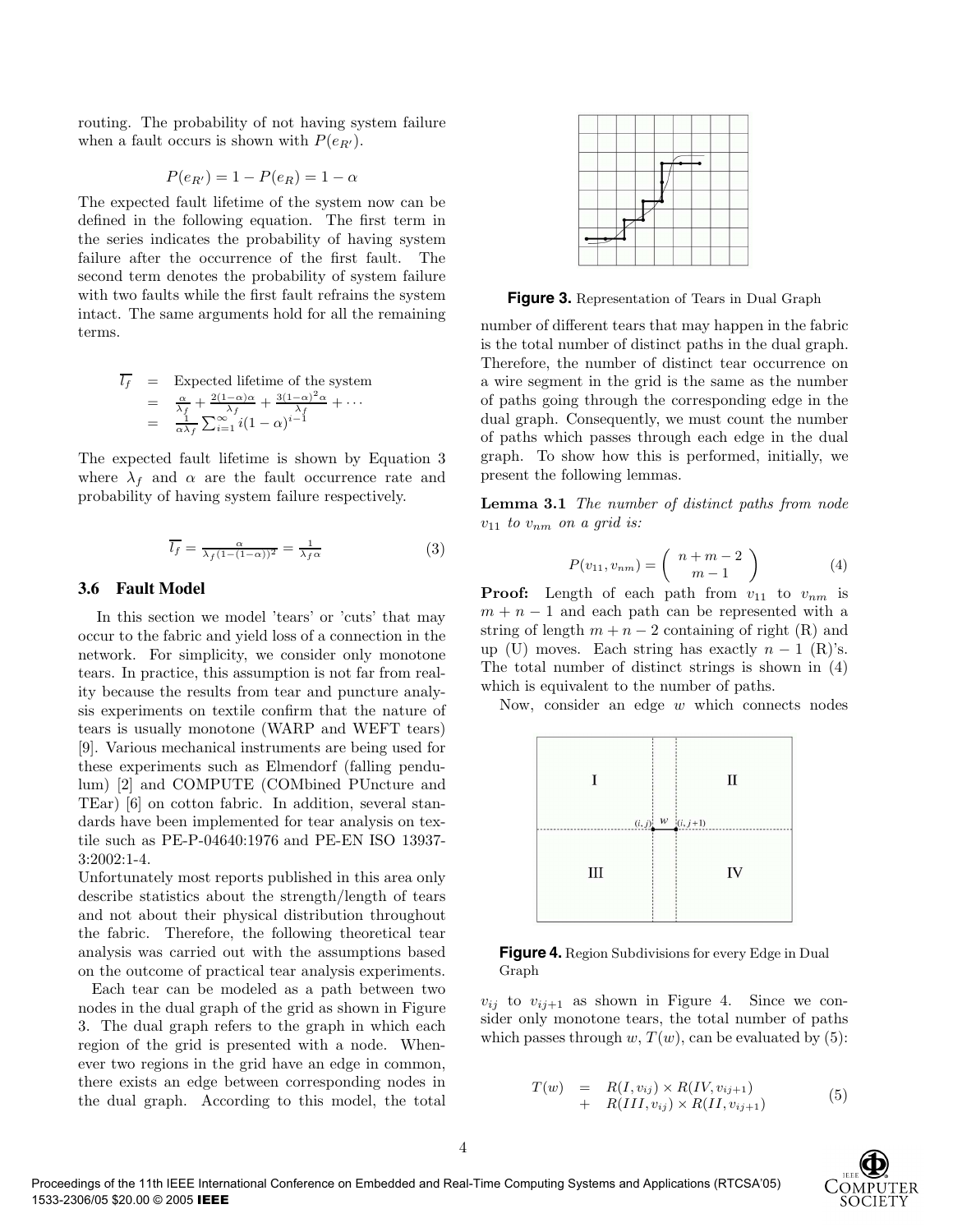routing. The probability of not having system failure when a fault occurs is shown with $P(e_{R'})$.

$$P(e_{R'}) = 1 - P(e_R) = 1 - \alpha$$

The expected fault lifetime of the system now can be defined in the following equation. The first term in the series indicates the probability of having system failure after the occurrence of the first fault. The second term denotes the probability of system failure with two faults while the first fault refrains the system intact. The same arguments hold for all the remaining terms.

$$\begin{aligned}
\overline{l_f} &= \text{Expected lifetime of the system} \\
&= \frac{\alpha}{\lambda_f} + \frac{2(1-\alpha)\alpha}{\lambda_f} + \frac{3(1-\alpha)^2\alpha}{\lambda_f} + \cdots \\
&= \frac{1}{\alpha\lambda_f}\sum_{i=1}^{\infty} i(1-\alpha)^{i-1}
\end{aligned}$$

The expected fault lifetime is shown by Equation 3 where $\lambda_f$ and $\alpha$ are the fault occurrence rate and probability of having system failure respectively.

$$\overline{l_f} = \frac{\alpha}{\lambda_f(1-(1-\alpha))^2} = \frac{1}{\lambda_f \alpha} \tag{3}$$

### 3.6 Fault Model

In this section we model 'tears' or 'cuts' that may occur to the fabric and yield loss of a connection in the network. For simplicity, we consider only monotone tears. In practice, this assumption is not far from reality because the results from tear and puncture analysis experiments on textile confirm that the nature of tears is usually monotone (WARP and WEFT tears) [9]. Various mechanical instruments are being used for these experiments such as Elmendorf (falling pendulum) [2] and COMPUTE (COMbined PUncture and TEar) [6] on cotton fabric. In addition, several standards have been implemented for tear analysis on textile such as PE-P-04640:1976 and PE-EN ISO 13937-3:2002:1-4.

Unfortunately most reports published in this area only describe statistics about the strength/length of tears and not about their physical distribution throughout the fabric. Therefore, the following theoretical tear analysis was carried out with the assumptions based on the outcome of practical tear analysis experiments.

Each tear can be modeled as a path between two nodes in the dual graph of the grid as shown in Figure 3. The dual graph refers to the graph in which each region of the grid is presented with a node. Whenever two regions in the grid have an edge in common, there exists an edge between corresponding nodes in the dual graph. According to this model, the total number of different tears that may happen in the fabric is the total number of distinct paths in the dual graph. Therefore, the number of distinct tear occurrence on a wire segment in the grid is the same as the number of paths going through the corresponding edge in the dual graph. Consequently, we must count the number of paths which passes through each edge in the dual graph. To show how this is performed, initially, we present the following lemmas.

**Figure 3.** Representation of Tears in Dual Graph

**Lemma 3.1** *The number of distinct paths from node $v_{11}$ to $v_{nm}$ on a grid is:*

$$P(v_{11}, v_{nm}) = \binom{n+m-2}{m-1} \tag{4}$$

**Proof:** Length of each path from $v_{11}$ to $v_{nm}$ is $m + n - 1$ and each path can be represented with a string of length $m + n - 2$ containing of right (R) and up (U) moves. Each string has exactly $n - 1$ (R)'s. The total number of distinct strings is shown in (4) which is equivalent to the number of paths.

Now, consider an edge $w$ which connects nodes $v_{ij}$ to $v_{ij+1}$ as shown in Figure 4. Since we consider only monotone tears, the total number of paths which passes through $w$, $T(w)$, can be evaluated by (5):

**Figure 4.** Region Subdivisions for every Edge in Dual Graph

$$\begin{aligned}
T(w) &= R(I, v_{ij}) \times R(IV, v_{ij+1}) \\
&+ R(III, v_{ij}) \times R(II, v_{ij+1})
\end{aligned} \tag{5}$$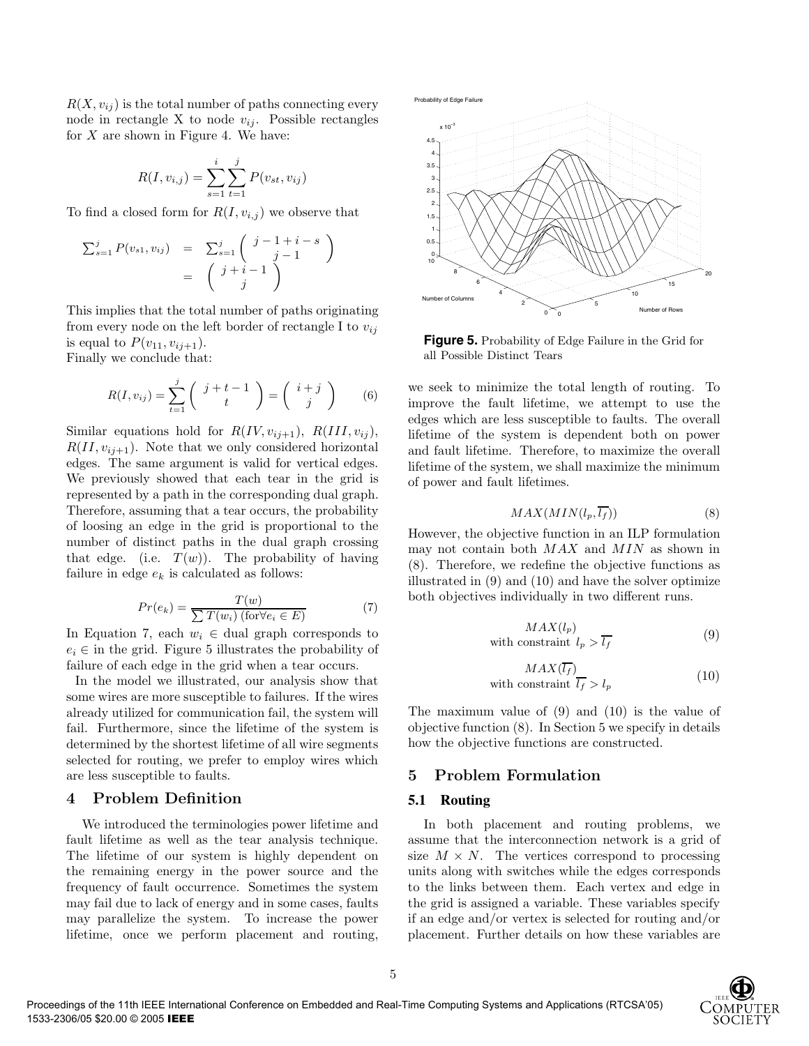$R(X, v_{ij})$ is the total number of paths connecting every node in rectangle X to node $v_{ij}$. Possible rectangles for $X$ are shown in Figure 4. We have:

$$R(I, v_{i,j}) = \sum_{s=1}^{i} \sum_{t=1}^{j} P(v_{st}, v_{ij})$$

To find a closed form for $R(I, v_{i,j})$ we observe that

$$\begin{aligned} \sum_{s=1}^{j} P(v_{s1}, v_{ij}) &= \sum_{s=1}^{j} \binom{j-1+i-s}{j-1} \\ &= \binom{j+i-1}{j} \end{aligned}$$

This implies that the total number of paths originating from every node on the left border of rectangle I to $v_{ij}$ is equal to $P(v_{11}, v_{ij+1})$.
Finally we conclude that:

$$R(I, v_{ij}) = \sum_{t=1}^{j} \binom{j+t-1}{t} = \binom{i+j}{j} \tag{6}$$

Similar equations hold for $R(IV, v_{ij+1})$, $R(III, v_{ij})$, $R(II, v_{ij+1})$. Note that we only considered horizontal edges. The same argument is valid for vertical edges. We previously showed that each tear in the grid is represented by a path in the corresponding dual graph. Therefore, assuming that a tear occurs, the probability of loosing an edge in the grid is proportional to the number of distinct paths in the dual graph crossing that edge. (i.e. $T(w)$). The probability of having failure in edge $e_k$ is calculated as follows:

$$Pr(e_k) = \frac{T(w)}{\sum T(w_i) \text{ (for} \forall e_i \in E)} \tag{7}$$

In Equation 7, each $w_i \in$ dual graph corresponds to $e_i \in$ in the grid. Figure 5 illustrates the probability of failure of each edge in the grid when a tear occurs.

In the model we illustrated, our analysis show that some wires are more susceptible to failures. If the wires already utilized for communication fail, the system will fail. Furthermore, since the lifetime of the system is determined by the shortest lifetime of all wire segments selected for routing, we prefer to employ wires which are less susceptible to faults.

# 4 Problem Definition

We introduced the terminologies power lifetime and fault lifetime as well as the tear analysis technique. The lifetime of our system is highly dependent on the remaining energy in the power source and the frequency of fault occurrence. Sometimes the system may fail due to lack of energy and in some cases, faults may parallelize the system. To increase the power lifetime, once we perform placement and routing, we seek to minimize the total length of routing. To improve the fault lifetime, we attempt to use the edges which are less susceptible to faults. The overall lifetime of the system is dependent both on power and fault lifetime. Therefore, to maximize the overall lifetime of the system, we shall maximize the minimum of power and fault lifetimes.

**Figure 5.** Probability of Edge Failure in the Grid for all Possible Distinct Tears

$$MAX(MIN(l_p, \overline{l_f})) \tag{8}$$

However, the objective function in an ILP formulation may not contain both $MAX$ and $MIN$ as shown in (8). Therefore, we redefine the objective functions as illustrated in (9) and (10) and have the solver optimize both objectives individually in two different runs.

$$\begin{gathered} MAX(l_p) \\ \text{with constraint } l_p > \overline{l_f} \end{gathered} \tag{9}$$

$$\begin{gathered} MAX(\overline{l_f}) \\ \text{with constraint } \overline{l_f} > l_p \end{gathered} \tag{10}$$

The maximum value of (9) and (10) is the value of objective function (8). In Section 5 we specify in details how the objective functions are constructed.

# 5 Problem Formulation

## 5.1 Routing

In both placement and routing problems, we assume that the interconnection network is a grid of size $M \times N$. The vertices correspond to processing units along with switches while the edges corresponds to the links between them. Each vertex and edge in the grid is assigned a variable. These variables specify if an edge and/or vertex is selected for routing and/or placement. Further details on how these variables are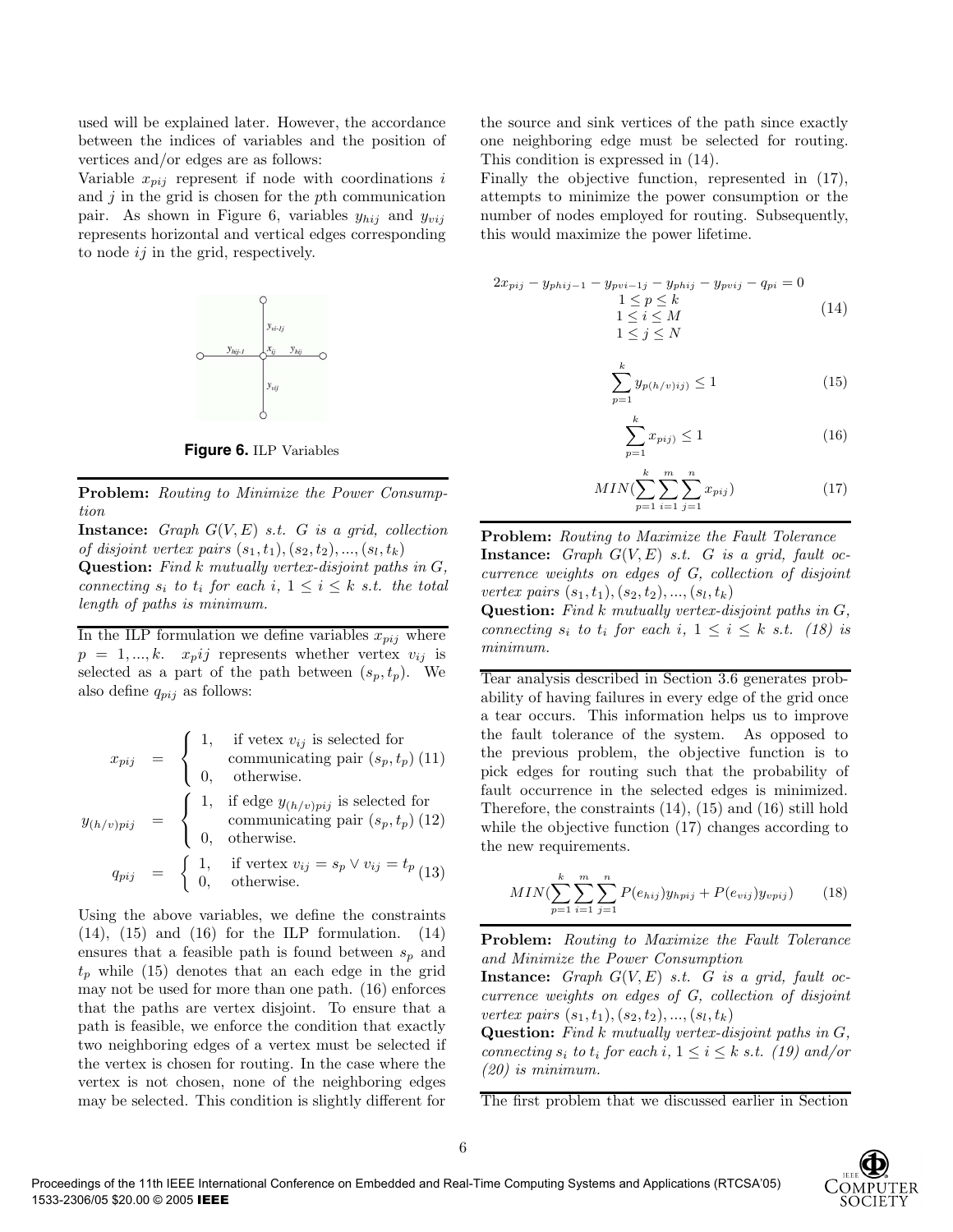used will be explained later. However, the accordance between the indices of variables and the position of vertices and/or edges are as follows:

Variable $x_{pij}$ represent if node with coordinations $i$ and $j$ in the grid is chosen for the $p$th communication pair. As shown in Figure 6, variables $y_{hij}$ and $y_{vij}$ represents horizontal and vertical edges corresponding to node $ij$ in the grid, respectively.

**Figure 6.** ILP Variables

---

**Problem:** *Routing to Minimize the Power Consumption*

**Instance:** *Graph $G(V, E)$ s.t. $G$ is a grid, collection of disjoint vertex pairs $(s_1, t_1), (s_2, t_2), ..., (s_l, t_k)$*

**Question:** *Find $k$ mutually vertex-disjoint paths in $G$, connecting $s_i$ to $t_i$ for each $i$, $1 \leq i \leq k$ s.t. the total length of paths is minimum.*

---

In the ILP formulation we define variables $x_{pij}$ where $p = 1, ..., k$. $x_p ij$ represents whether vertex $v_{ij}$ is selected as a part of the path between $(s_p, t_p)$. We also define $q_{pij}$ as follows:

$$x_{pij} = \begin{cases} 1, & \text{if vetex } v_{ij} \text{ is selected for} \\ & \text{communicating pair } (s_p, t_p) \\ 0, & \text{otherwise.} \end{cases} \quad (11)$$

$$y_{(h/v)pij} = \begin{cases} 1, & \text{if edge } y_{(h/v)pij} \text{ is selected for} \\ & \text{communicating pair } (s_p, t_p) \\ 0, & \text{otherwise.} \end{cases} \quad (12)$$

$$q_{pij} = \begin{cases} 1, & \text{if vertex } v_{ij} = s_p \vee v_{ij} = t_p \\ 0, & \text{otherwise.} \end{cases} \quad (13)$$

Using the above variables, we define the constraints (14), (15) and (16) for the ILP formulation. (14) ensures that a feasible path is found between $s_p$ and $t_p$ while (15) denotes that an each edge in the grid may not be used for more than one path. (16) enforces that the paths are vertex disjoint. To ensure that a path is feasible, we enforce the condition that exactly two neighboring edges of a vertex must be selected if the vertex is chosen for routing. In the case where the vertex is not chosen, none of the neighboring edges may be selected. This condition is slightly different for the source and sink vertices of the path since exactly one neighboring edge must be selected for routing. This condition is expressed in (14).

Finally the objective function, represented in (17), attempts to minimize the power consumption or the number of nodes employed for routing. Subsequently, this would maximize the power lifetime.

$$2x_{pij} - y_{phij-1} - y_{pvi-1j} - y_{phij} - y_{pvij} - q_{pi} = 0 \quad 1 \leq p \leq k, \; 1 \leq i \leq M, \; 1 \leq j \leq N \quad (14)$$

$$\sum_{p=1}^{k} y_{p(h/v)ij)} \leq 1 \quad (15)$$

$$\sum_{p=1}^{k} x_{pij)} \leq 1 \quad (16)$$

$$MIN(\sum_{p=1}^{k}\sum_{i=1}^{m}\sum_{j=1}^{n} x_{pij}) \quad (17)$$

---

**Problem:** *Routing to Maximize the Fault Tolerance*

**Instance:** *Graph $G(V, E)$ s.t. $G$ is a grid, fault occurrence weights on edges of $G$, collection of disjoint vertex pairs $(s_1, t_1), (s_2, t_2), ..., (s_l, t_k)$*

**Question:** *Find $k$ mutually vertex-disjoint paths in $G$, connecting $s_i$ to $t_i$ for each $i$, $1 \leq i \leq k$ s.t. (18) is minimum.*

---

Tear analysis described in Section 3.6 generates probability of having failures in every edge of the grid once a tear occurs. This information helps us to improve the fault tolerance of the system. As opposed to the previous problem, the objective function is to pick edges for routing such that the probability of fault occurrence in the selected edges is minimized. Therefore, the constraints (14), (15) and (16) still hold while the objective function (17) changes according to the new requirements.

$$MIN(\sum_{p=1}^{k}\sum_{i=1}^{m}\sum_{j=1}^{n} P(e_{hij})y_{hpij} + P(e_{vij})y_{vpij}) \quad (18)$$

---

**Problem:** *Routing to Maximize the Fault Tolerance and Minimize the Power Consumption*

**Instance:** *Graph $G(V, E)$ s.t. $G$ is a grid, fault occurrence weights on edges of $G$, collection of disjoint vertex pairs $(s_1, t_1), (s_2, t_2), ..., (s_l, t_k)$*

**Question:** *Find $k$ mutually vertex-disjoint paths in $G$, connecting $s_i$ to $t_i$ for each $i$, $1 \leq i \leq k$ s.t. (19) and/or (20) is minimum.*

---

The first problem that we discussed earlier in Section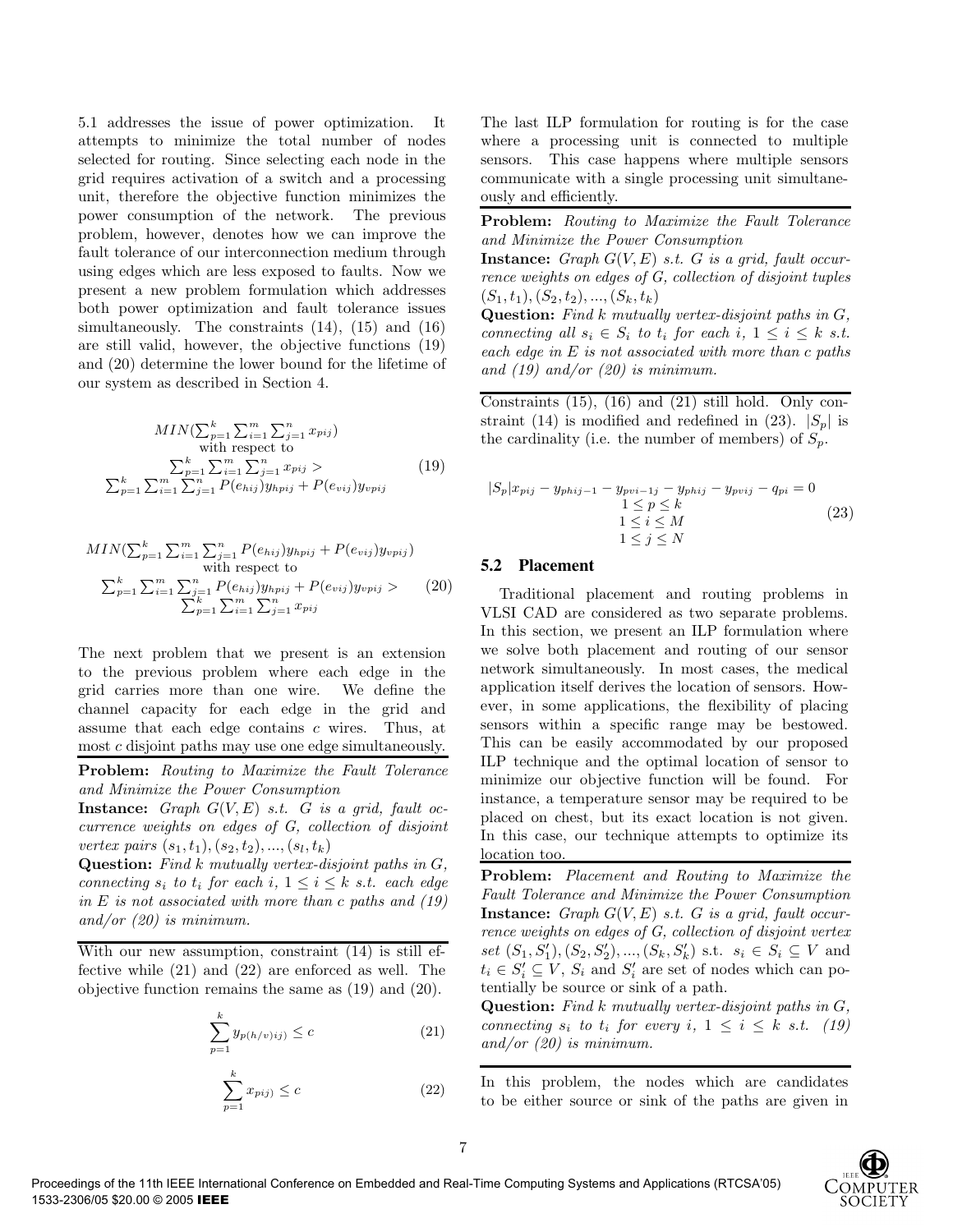5.1 addresses the issue of power optimization. It attempts to minimize the total number of nodes selected for routing. Since selecting each node in the grid requires activation of a switch and a processing unit, therefore the objective function minimizes the power consumption of the network. The previous problem, however, denotes how we can improve the fault tolerance of our interconnection medium through using edges which are less exposed to faults. Now we present a new problem formulation which addresses both power optimization and fault tolerance issues simultaneously. The constraints (14), (15) and (16) are still valid, however, the objective functions (19) and (20) determine the lower bound for the lifetime of our system as described in Section 4.

$$\begin{gathered} MIN(\sum_{p=1}^{k}\sum_{i=1}^{m}\sum_{j=1}^{n} x_{pij}) \\ \text{with respect to} \\ \sum_{p=1}^{k}\sum_{i=1}^{m}\sum_{j=1}^{n} x_{pij} > \\ \sum_{p=1}^{k}\sum_{i=1}^{m}\sum_{j=1}^{n} P(e_{hij})y_{hpij} + P(e_{vij})y_{vpij} \end{gathered} \tag{19}$$

$$\begin{gathered} MIN(\sum_{p=1}^{k}\sum_{i=1}^{m}\sum_{j=1}^{n} P(e_{hij})y_{hpij} + P(e_{vij})y_{vpij}) \\ \text{with respect to} \\ \sum_{p=1}^{k}\sum_{i=1}^{m}\sum_{j=1}^{n} P(e_{hij})y_{hpij} + P(e_{vij})y_{vpij} > \\ \sum_{p=1}^{k}\sum_{i=1}^{m}\sum_{j=1}^{n} x_{pij} \end{gathered} \tag{20}$$

The next problem that we present is an extension to the previous problem where each edge in the grid carries more than one wire. We define the channel capacity for each edge in the grid and assume that each edge contains $c$ wires. Thus, at most $c$ disjoint paths may use one edge simultaneously.

**Problem:** *Routing to Maximize the Fault Tolerance and Minimize the Power Consumption*
**Instance:** *Graph $G(V,E)$ s.t. $G$ is a grid, fault occurrence weights on edges of $G$, collection of disjoint vertex pairs $(s_1,t_1),(s_2,t_2),...,(s_l,t_k)$*
**Question:** *Find $k$ mutually vertex-disjoint paths in $G$, connecting $s_i$ to $t_i$ for each $i$, $1 \le i \le k$ s.t. each edge in $E$ is not associated with more than $c$ paths and (19) and/or (20) is minimum.*

With our new assumption, constraint (14) is still effective while (21) and (22) are enforced as well. The objective function remains the same as (19) and (20).

$$\sum_{p=1}^{k} y_{p(h/v)ij)} \le c \tag{21}$$

$$\sum_{p=1}^{k} x_{pij)} \le c \tag{22}$$

The last ILP formulation for routing is for the case where a processing unit is connected to multiple sensors. This case happens where multiple sensors communicate with a single processing unit simultaneously and efficiently.

**Problem:** *Routing to Maximize the Fault Tolerance and Minimize the Power Consumption*
**Instance:** *Graph $G(V,E)$ s.t. $G$ is a grid, fault occurrence weights on edges of $G$, collection of disjoint tuples $(S_1,t_1),(S_2,t_2),...,(S_k,t_k)$*
**Question:** *Find $k$ mutually vertex-disjoint paths in $G$, connecting all $s_i \in S_i$ to $t_i$ for each $i$, $1 \le i \le k$ s.t. each edge in $E$ is not associated with more than $c$ paths and (19) and/or (20) is minimum.*

Constraints (15), (16) and (21) still hold. Only constraint (14) is modified and redefined in (23). $|S_p|$ is the cardinality (i.e. the number of members) of $S_p$.

$$\begin{gathered} |S_p|x_{pij} - y_{phij-1} - y_{pvi-1j} - y_{phij} - y_{pvij} - q_{pi} = 0 \\ 1 \le p \le k \\ 1 \le i \le M \\ 1 \le j \le N \end{gathered} \tag{23}$$

### 5.2 Placement

Traditional placement and routing problems in VLSI CAD are considered as two separate problems. In this section, we present an ILP formulation where we solve both placement and routing of our sensor network simultaneously. In most cases, the medical application itself derives the location of sensors. However, in some applications, the flexibility of placing sensors within a specific range may be bestowed. This can be easily accommodated by our proposed ILP technique and the optimal location of sensor to minimize our objective function will be found. For instance, a temperature sensor may be required to be placed on chest, but its exact location is not given. In this case, our technique attempts to optimize its location too.

**Problem:** *Placement and Routing to Maximize the Fault Tolerance and Minimize the Power Consumption*
**Instance:** *Graph $G(V,E)$ s.t. $G$ is a grid, fault occurrence weights on edges of $G$, collection of disjoint vertex set $(S_1,S'_1),(S_2,S'_2),...,(S_k,S'_k)$* s.t. $s_i \in S_i \subseteq V$ and $t_i \in S'_i \subseteq V$, $S_i$ and $S'_i$ are set of nodes which can potentially be source or sink of a path.
**Question:** *Find $k$ mutually vertex-disjoint paths in $G$, connecting $s_i$ to $t_i$ for every $i$, $1 \le i \le k$ s.t. (19) and/or (20) is minimum.*

In this problem, the nodes which are candidates to be either source or sink of the paths are given in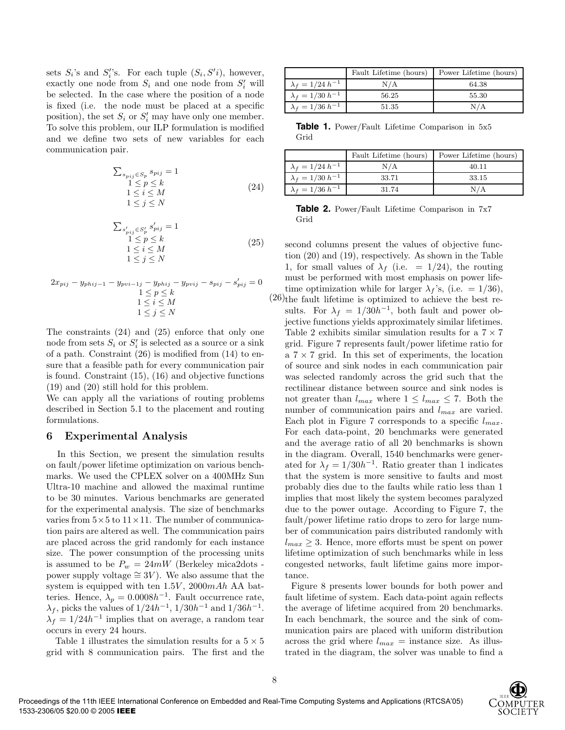sets $S_i$'s and $S_i'$'s. For each tuple $(S_i, S'i)$, however, exactly one node from $S_i$ and one node from $S_i'$ will be selected. In the case where the position of a node is fixed (i.e. the node must be placed at a specific position), the set $S_i$ or $S_i'$ may have only one member. To solve this problem, our ILP formulation is modified and we define two sets of new variables for each communication pair.

$$\begin{array}{c} \sum_{s_{pij} \in S_p} s_{pij} = 1 \\ 1 \le p \le k \\ 1 \le i \le M \\ 1 \le j \le N \end{array} \tag{24}$$

$$\begin{array}{c} \sum_{s'_{pij} \in S'_p} s'_{pij} = 1 \\ 1 \le p \le k \\ 1 \le i \le M \\ 1 \le j \le N \end{array} \tag{25}$$

$$\begin{array}{c} 2x_{pij} - y_{phij-1} - y_{pvi-1j} - y_{phij} - y_{pvij} - s_{pij} - s'_{pij} = 0 \\ 1 \le p \le k \\ 1 \le i \le M \\ 1 \le j \le N \end{array} \tag{26}$$

The constraints (24) and (25) enforce that only one node from sets $S_i$ or $S_i'$ is selected as a source or a sink of a path. Constraint (26) is modified from (14) to ensure that a feasible path for every communication pair is found. Constraint (15), (16) and objective functions (19) and (20) still hold for this problem.

We can apply all the variations of routing problems described in Section 5.1 to the placement and routing formulations.

## 6 Experimental Analysis

In this Section, we present the simulation results on fault/power lifetime optimization on various benchmarks. We used the CPLEX solver on a 400MHz Sun Ultra-10 machine and allowed the maximal runtime to be 30 minutes. Various benchmarks are generated for the experimental analysis. The size of benchmarks varies from $5\times 5$ to $11 \times 11$. The number of communication pairs are altered as well. The communication pairs are placed across the grid randomly for each instance size. The power consumption of the processing units is assumed to be $P_w = 24mW$ (Berkeley mica2dots - power supply voltage $\cong 3V$). We also assume that the system is equipped with ten $1.5V$, $2000mAh$ AA batteries. Hence, $\lambda_p = 0.0008h^{-1}$. Fault occurrence rate, $\lambda_f$, picks the values of $1/24h^{-1}$, $1/30h^{-1}$ and $1/36h^{-1}$. $\lambda_f = 1/24h^{-1}$ implies that on average, a random tear occurs in every 24 hours.

Table 1 illustrates the simulation results for a $5 \times 5$ grid with 8 communication pairs. The first and the second columns present the values of objective function (20) and (19), respectively. As shown in the Table 1, for small values of $\lambda_f$ (i.e. $= 1/24$), the routing must be performed with most emphasis on power lifetime optimization while for larger $\lambda_f$'s, (i.e. $= 1/36$), the fault lifetime is optimized to achieve the best results. For $\lambda_f = 1/30h^{-1}$, both fault and power objective functions yields approximately similar lifetimes. Table 2 exhibits similar simulation results for a $7 \times 7$ grid. Figure 7 represents fault/power lifetime ratio for a $7 \times 7$ grid. In this set of experiments, the location of source and sink nodes in each communication pair was selected randomly across the grid such that the rectilinear distance between source and sink nodes is not greater than $l_{max}$ where $1 \le l_{max} \le 7$. Both the number of communication pairs and $l_{max}$ are varied. Each plot in Figure 7 corresponds to a specific $l_{max}$. For each data-point, 20 benchmarks were generated and the average ratio of all 20 benchmarks is shown in the diagram. Overall, 1540 benchmarks were generated for $\lambda_f = 1/30h^{-1}$. Ratio greater than 1 indicates that the system is more sensitive to faults and most probably dies due to the faults while ratio less than 1 implies that most likely the system becomes paralyzed due to the power outage. According to Figure 7, the fault/power lifetime ratio drops to zero for large number of communication pairs distributed randomly with $l_{max} \ge 3$. Hence, more efforts must be spent on power lifetime optimization of such benchmarks while in less congested networks, fault lifetime gains more importance.

|  | Fault Lifetime (hours) | Power Lifetime (hours) |
|---|---|---|
| $\lambda_f = 1/24\,h^{-1}$ | N/A | 64.38 |
| $\lambda_f = 1/30\,h^{-1}$ | 56.25 | 55.30 |
| $\lambda_f = 1/36\,h^{-1}$ | 51.35 | N/A |

**Table 1.** Power/Fault Lifetime Comparison in 5x5 Grid

|  | Fault Lifetime (hours) | Power Lifetime (hours) |
|---|---|---|
| $\lambda_f = 1/24\,h^{-1}$ | N/A | 40.11 |
| $\lambda_f = 1/30\,h^{-1}$ | 33.71 | 33.15 |
| $\lambda_f = 1/36\,h^{-1}$ | 31.74 | N/A |

**Table 2.** Power/Fault Lifetime Comparison in 7x7 Grid

Figure 8 presents lower bounds for both power and fault lifetime of system. Each data-point again reflects the average of lifetime acquired from 20 benchmarks. In each benchmark, the source and the sink of communication pairs are placed with uniform distribution across the grid where $l_{max}$ = instance size. As illustrated in the diagram, the solver was unable to find a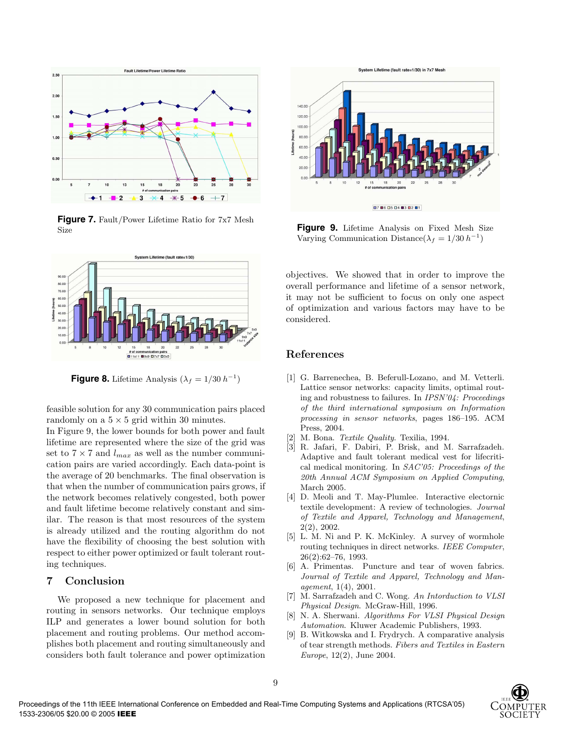Fault Lifetime/Power Lifetime Ratio

2.50
2.00
1.50
1.00
0.50
0.00

5 7 10 13 15 18 20 23 25 28 30

# of communication pairs

1 2 3 4 5 6 7

**Figure 7.** Fault/Power Lifetime Ratio for 7x7 Mesh Size

System Lifetime (fault rate=1/30)

90.00
80.00
70.00
60.00
50.00
40.00
30.00
20.00
10.00
0.00

Lifetime (hours)

5 8 10 12 15 18 20 22 25 28 30

# of communication pairs

5x5 7x7 9x9 11x11 instance size

11x11 9x9 7x7 5x5

**Figure 8.** Lifetime Analysis ($\lambda_f = 1/30\ h^{-1}$)

feasible solution for any 30 communication pairs placed randomly on a $5 \times 5$ grid within 30 minutes.

In Figure 9, the lower bounds for both power and fault lifetime are represented where the size of the grid was set to $7 \times 7$ and $l_{max}$ as well as the number communication pairs are varied accordingly. Each data-point is the average of 20 benchmarks. The final observation is that when the number of communication pairs grows, if the network becomes relatively congested, both power and fault lifetime become relatively constant and similar. The reason is that most resources of the system is already utilized and the routing algorithm do not have the flexibility of choosing the best solution with respect to either power optimized or fault tolerant routing techniques.

System Lifetime (fault rate=1/30) in 7x7 Mesh

140.00
120.00
100.00
80.00
60.00
40.00
20.00
0.00

Lifetime (hours)

5 8 10 12 15 18 20 22 25 28 30

# of communication pairs

1 2 3 4 5 6 7 max distance

7 6 5 4 3 2 1

**Figure 9.** Lifetime Analysis on Fixed Mesh Size Varying Communication Distance($\lambda_f = 1/30\ h^{-1}$)

## 7 Conclusion

We proposed a new technique for placement and routing in sensors networks. Our technique employs ILP and generates a lower bound solution for both placement and routing problems. Our method accomplishes both placement and routing simultaneously and considers both fault tolerance and power optimization objectives. We showed that in order to improve the overall performance and lifetime of a sensor network, it may not be sufficient to focus on only one aspect of optimization and various factors may have to be considered.

## References

[1] G. Barrenechea, B. Beferull-Lozano, and M. Vetterli. Lattice sensor networks: capacity limits, optimal routing and robustness to failures. In *IPSN'04: Proceedings of the third international symposium on Information processing in sensor networks*, pages 186–195. ACM Press, 2004.

[2] M. Bona. *Textile Quality*. Texilia, 1994.

[3] R. Jafari, F. Dabiri, P. Brisk, and M. Sarrafzadeh. Adaptive and fault tolerant medical vest for lifecritical medical monitoring. In *SAC'05: Proceedings of the 20th Annual ACM Symposium on Applied Computing*, March 2005.

[4] D. Meoli and T. May-Plumlee. Interactive electronic textile development: A review of technologies. *Journal of Textile and Apparel, Technology and Management*, 2(2), 2002.

[5] L. M. Ni and P. K. McKinley. A survey of wormhole routing techniques in direct networks. *IEEE Computer*, 26(2):62–76, 1993.

[6] A. Primentas. Puncture and tear of woven fabrics. *Journal of Textile and Apparel, Technology and Management*, 1(4), 2001.

[7] M. Sarrafzadeh and C. Wong. *An Intorduction to VLSI Physical Design*. McGraw-Hill, 1996.

[8] N. A. Sherwani. *Algorithms For VLSI Physical Design Automation*. Kluwer Academic Publishers, 1993.

[9] B. Witkowska and I. Frydrych. A comparative analysis of tear strength methods. *Fibers and Textiles in Eastern Europe*, 12(2), June 2004.